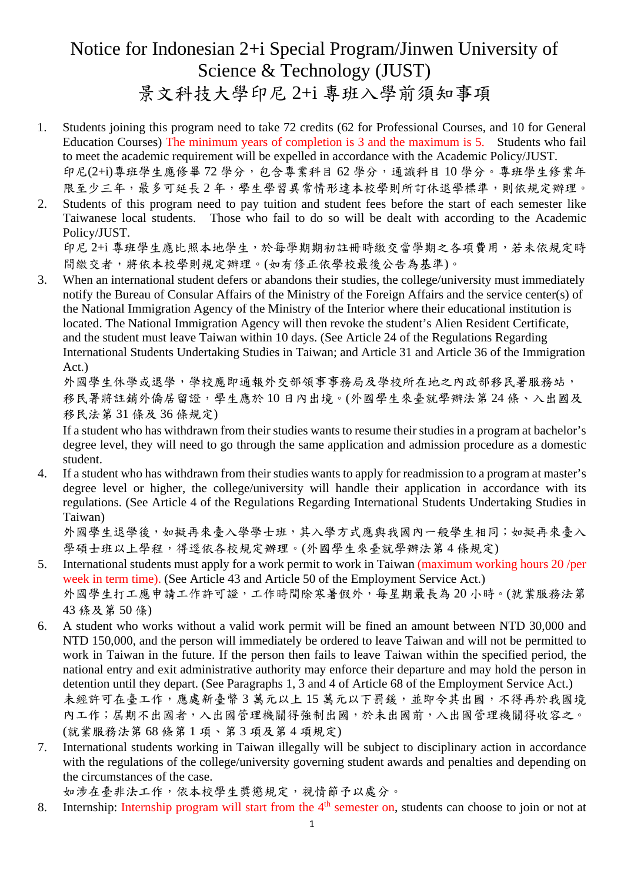# Notice for Indonesian 2+i Special Program/Jinwen University of Science & Technology (JUST)

# 景文科技大學印尼 2+i 專班入學前須知事項

1. Students joining this program need to take 72 credits (62 for Professional Courses, and 10 for General Education Courses) The minimum years of completion is 3 and the maximum is 5. Students who fail to meet the academic requirement will be expelled in accordance with the Academic Policy/JUST.
   印尼(2+i)專班學生應修畢 72 學分，包含專業科目 62 學分，通識科目 10 學分。專班學生修業年限至少三年，最多可延長 2 年，學生學習異常情形達本校學則所訂休退學標準，則依規定辦理。
2. Students of this program need to pay tuition and student fees before the start of each semester like Taiwanese local students. Those who fail to do so will be dealt with according to the Academic Policy/JUST.
   印尼 2+i 專班學生應比照本地學生，於每學期期初註冊時繳交當學期之各項費用，若未依規定時間繳交者，將依本校學則規定辦理。(如有修正依學校最後公告為基準)。
3. When an international student defers or abandons their studies, the college/university must immediately notify the Bureau of Consular Affairs of the Ministry of the Foreign Affairs and the service center(s) of the National Immigration Agency of the Ministry of the Interior where their educational institution is located. The National Immigration Agency will then revoke the student's Alien Resident Certificate, and the student must leave Taiwan within 10 days. (See Article 24 of the Regulations Regarding International Students Undertaking Studies in Taiwan; and Article 31 and Article 36 of the Immigration Act.)
   外國學生休學或退學，學校應即通報外交部領事事務局及學校所在地之內政部移民署服務站，移民署將註銷外僑居留證，學生應於 10 日內出境。(外國學生來臺就學辦法第 24 條、入出國及移民法第 31 條及 36 條規定)
   If a student who has withdrawn from their studies wants to resume their studies in a program at bachelor's degree level, they will need to go through the same application and admission procedure as a domestic student.
4. If a student who has withdrawn from their studies wants to apply for readmission to a program at master's degree level or higher, the college/university will handle their application in accordance with its regulations. (See Article 4 of the Regulations Regarding International Students Undertaking Studies in Taiwan)
   外國學生退學後，如擬再來臺入學學士班，其入學方式應與我國內一般學生相同；如擬再來臺入學碩士班以上學程，得逕依各校規定辦理。(外國學生來臺就學辦法第 4 條規定)
5. International students must apply for a work permit to work in Taiwan (maximum working hours 20 /per week in term time). (See Article 43 and Article 50 of the Employment Service Act.)
   外國學生打工應申請工作許可證，工作時間除寒暑假外，每星期最長為 20 小時。(就業服務法第 43 條及第 50 條)
6. A student who works without a valid work permit will be fined an amount between NTD 30,000 and NTD 150,000, and the person will immediately be ordered to leave Taiwan and will not be permitted to work in Taiwan in the future. If the person then fails to leave Taiwan within the specified period, the national entry and exit administrative authority may enforce their departure and may hold the person in detention until they depart. (See Paragraphs 1, 3 and 4 of Article 68 of the Employment Service Act.)
   未經許可在臺工作，應處新臺幣 3 萬元以上 15 萬元以下罰鍰，並即令其出國，不得再於我國境內工作；屆期不出國者，入出國管理機關得強制出國，於未出國前，入出國管理機關得收容之。(就業服務法第 68 條第 1 項、第 3 項及第 4 項規定)
7. International students working in Taiwan illegally will be subject to disciplinary action in accordance with the regulations of the college/university governing student awards and penalties and depending on the circumstances of the case.
   如涉在臺非法工作，依本校學生獎懲規定，視情節予以處分。
8. Internship: Internship program will start from the 4th semester on, students can choose to join or not at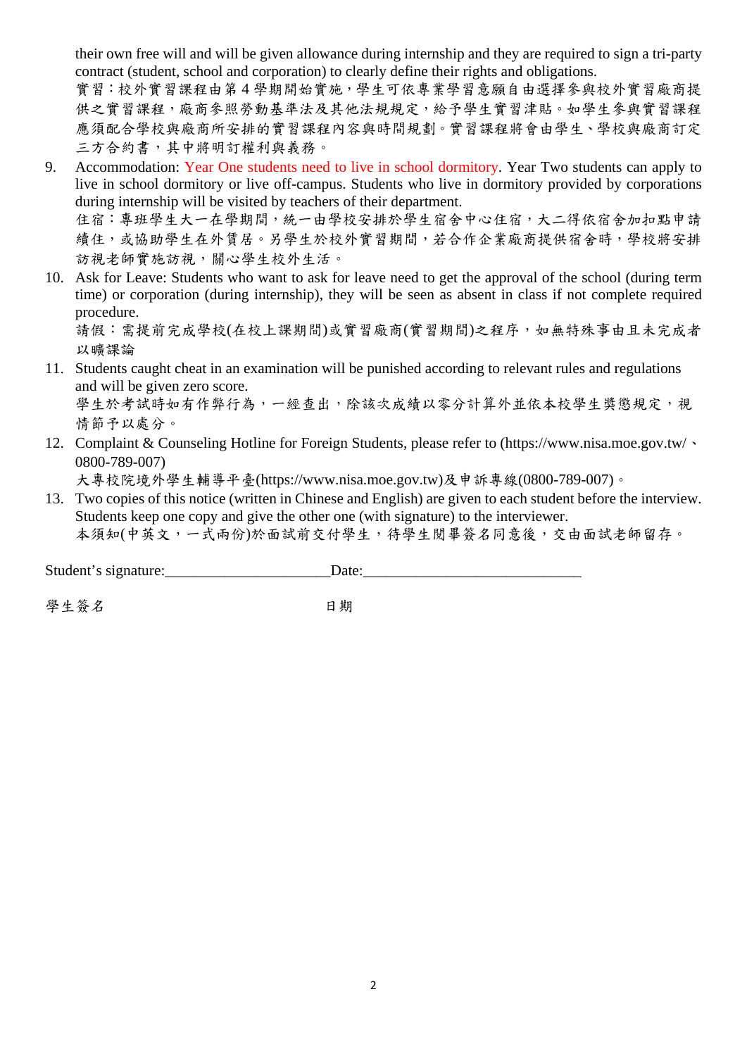their own free will and will be given allowance during internship and they are required to sign a tri-party contract (student, school and corporation) to clearly define their rights and obligations.
實習：校外實習課程由第4學期開始實施，學生可依專業學習意願自由選擇參與校外實習廠商提供之實習課程，廠商參照勞動基準法及其他法規規定，給予學生實習津貼。如學生參與實習課程應須配合學校與廠商所安排的實習課程內容與時間規劃。實習課程將會由學生、學校與廠商訂定三方合約書，其中將明訂權利與義務。

9. Accommodation: Year One students need to live in school dormitory. Year Two students can apply to live in school dormitory or live off-campus. Students who live in dormitory provided by corporations during internship will be visited by teachers of their department.
住宿：專班學生大一在學期間，統一由學校安排於學生宿舍中心住宿，大二得依宿舍加扣點申請續住，或協助學生在外賃居。另學生於校外實習期間，若合作企業廠商提供宿舍時，學校將安排訪視老師實施訪視，關心學生校外生活。

10. Ask for Leave: Students who want to ask for leave need to get the approval of the school (during term time) or corporation (during internship), they will be seen as absent in class if not complete required procedure.
請假：需提前完成學校(在校上課期間)或實習廠商(實習期間)之程序，如無特殊事由且未完成者以曠課論

11. Students caught cheat in an examination will be punished according to relevant rules and regulations and will be given zero score.
學生於考試時如有作弊行為，一經查出，除該次成績以零分計算外並依本校學生獎懲規定，視情節予以處分。

12. Complaint & Counseling Hotline for Foreign Students, please refer to (https://www.nisa.moe.gov.tw/、0800-789-007)
大專校院境外學生輔導平臺(https://www.nisa.moe.gov.tw)及申訴專線(0800-789-007)。

13. Two copies of this notice (written in Chinese and English) are given to each student before the interview. Students keep one copy and give the other one (with signature) to the interviewer.
本須知(中英文，一式兩份)於面試前交付學生，待學生閱畢簽名同意後，交由面試老師留存。

Student's signature:_____________________ Date:____________________________

學生簽名　　　　　　　　　　　　日期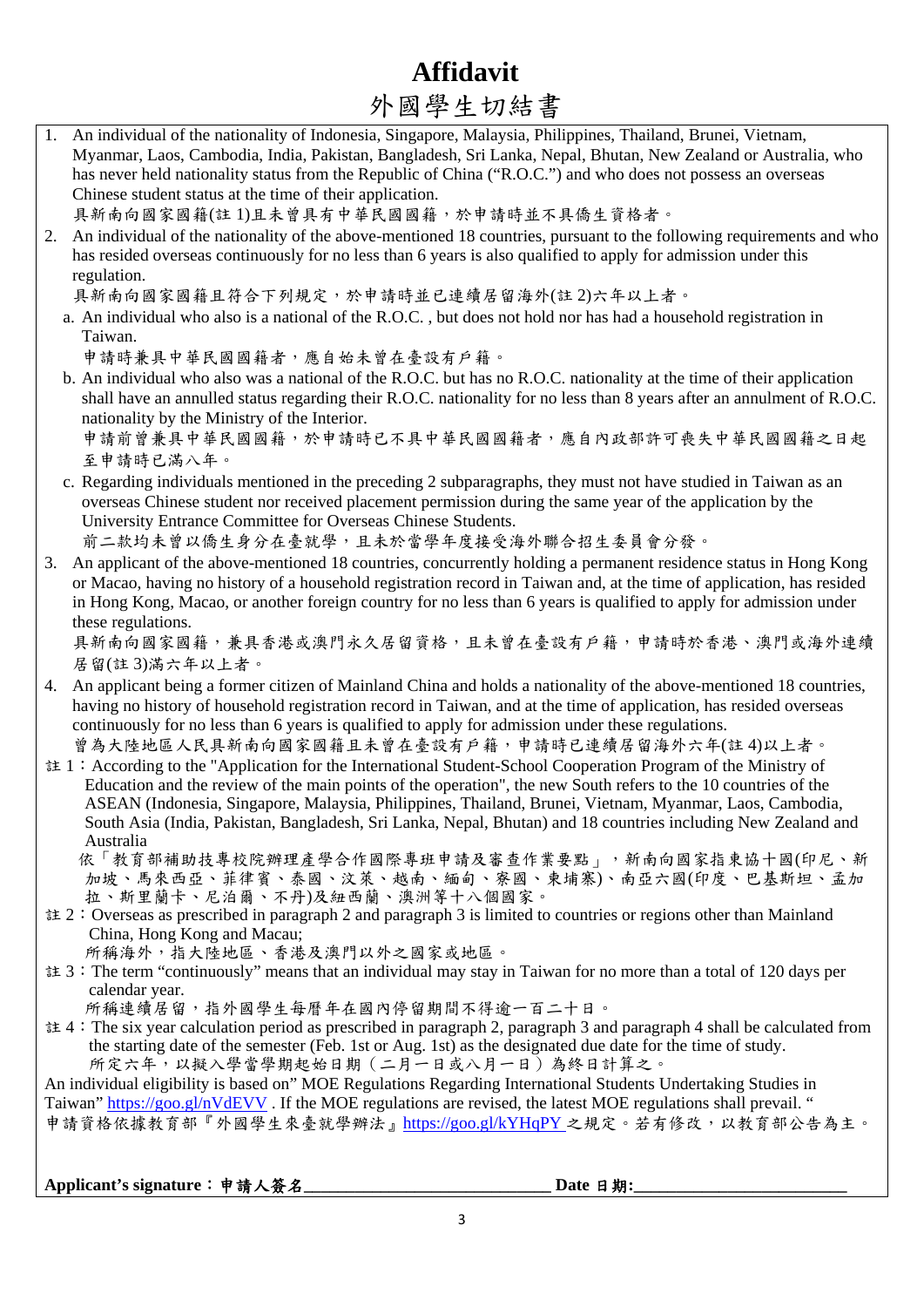# Affidavit

# 外國學生切結書

1. An individual of the nationality of Indonesia, Singapore, Malaysia, Philippines, Thailand, Brunei, Vietnam, Myanmar, Laos, Cambodia, India, Pakistan, Bangladesh, Sri Lanka, Nepal, Bhutan, New Zealand or Australia, who has never held nationality status from the Republic of China ("R.O.C.") and who does not possess an overseas Chinese student status at the time of their application.
   具新南向國家國籍(註 1)且未曾具有中華民國國籍，於申請時並不具僑生資格者。
2. An individual of the nationality of the above-mentioned 18 countries, pursuant to the following requirements and who has resided overseas continuously for no less than 6 years is also qualified to apply for admission under this regulation.
   具新南向國家國籍且符合下列規定，於申請時並已連續居留海外(註 2)六年以上者。
   a. An individual who also is a national of the R.O.C. , but does not hold nor has had a household registration in Taiwan.
      申請時兼具中華民國國籍者，應自始未曾在臺設有戶籍。
   b. An individual who also was a national of the R.O.C. but has no R.O.C. nationality at the time of their application shall have an annulled status regarding their R.O.C. nationality for no less than 8 years after an annulment of R.O.C. nationality by the Ministry of the Interior.
      申請前曾兼具中華民國國籍，於申請時已不具中華民國國籍者，應自內政部許可喪失中華民國國籍之日起至申請時已滿八年。
   c. Regarding individuals mentioned in the preceding 2 subparagraphs, they must not have studied in Taiwan as an overseas Chinese student nor received placement permission during the same year of the application by the University Entrance Committee for Overseas Chinese Students.
      前二款均未曾以僑生身分在臺就學，且未於當學年度接受海外聯合招生委員會分發。
3. An applicant of the above-mentioned 18 countries, concurrently holding a permanent residence status in Hong Kong or Macao, having no history of a household registration record in Taiwan and, at the time of application, has resided in Hong Kong, Macao, or another foreign country for no less than 6 years is qualified to apply for admission under these regulations.
   具新南向國家國籍，兼具香港或澳門永久居留資格，且未曾在臺設有戶籍，申請時於香港、澳門或海外連續居留(註 3)滿六年以上者。
4. An applicant being a former citizen of Mainland China and holds a nationality of the above-mentioned 18 countries, having no history of household registration record in Taiwan, and at the time of application, has resided overseas continuously for no less than 6 years is qualified to apply for admission under these regulations.
   曾為大陸地區人民具新南向國家國籍且未曾在臺設有戶籍，申請時已連續居留海外六年(註 4)以上者。

註 1：According to the "Application for the International Student-School Cooperation Program of the Ministry of Education and the review of the main points of the operation", the new South refers to the 10 countries of the ASEAN (Indonesia, Singapore, Malaysia, Philippines, Thailand, Brunei, Vietnam, Myanmar, Laos, Cambodia, South Asia (India, Pakistan, Bangladesh, Sri Lanka, Nepal, Bhutan) and 18 countries including New Zealand and Australia
依「教育部補助技專校院辦理產學合作國際專班申請及審查作業要點」，新南向國家指東協十國(印尼、新加坡、馬來西亞、菲律賓、泰國、汶萊、越南、緬甸、寮國、柬埔寨)、南亞六國(印度、巴基斯坦、孟加拉、斯里蘭卡、尼泊爾、不丹)及紐西蘭、澳洲等十八個國家。

註 2：Overseas as prescribed in paragraph 2 and paragraph 3 is limited to countries or regions other than Mainland China, Hong Kong and Macau;
所稱海外，指大陸地區、香港及澳門以外之國家或地區。

註 3：The term "continuously" means that an individual may stay in Taiwan for no more than a total of 120 days per calendar year.
所稱連續居留，指外國學生每曆年在國內停留期間不得逾一百二十日。

註 4：The six year calculation period as prescribed in paragraph 2, paragraph 3 and paragraph 4 shall be calculated from the starting date of the semester (Feb. 1st or Aug. 1st) as the designated due date for the time of study.
所定六年，以擬入學當學期起始日期（二月一日或八月一日）為終日計算之。

An individual eligibility is based on" MOE Regulations Regarding International Students Undertaking Studies in Taiwan" https://goo.gl/nVdEVV . If the MOE regulations are revised, the latest MOE regulations shall prevail. "
申請資格依據教育部『外國學生來臺就學辦法』https://goo.gl/kYHqPY 之規定。若有修改，以教育部公告為主。

**Applicant's signature：申請人簽名\_\_\_\_\_\_\_\_\_\_\_\_\_\_\_\_\_\_\_\_\_\_\_\_\_\_\_\_ Date 日期:\_\_\_\_\_\_\_\_\_\_\_\_\_\_\_\_\_\_\_\_\_\_\_\_**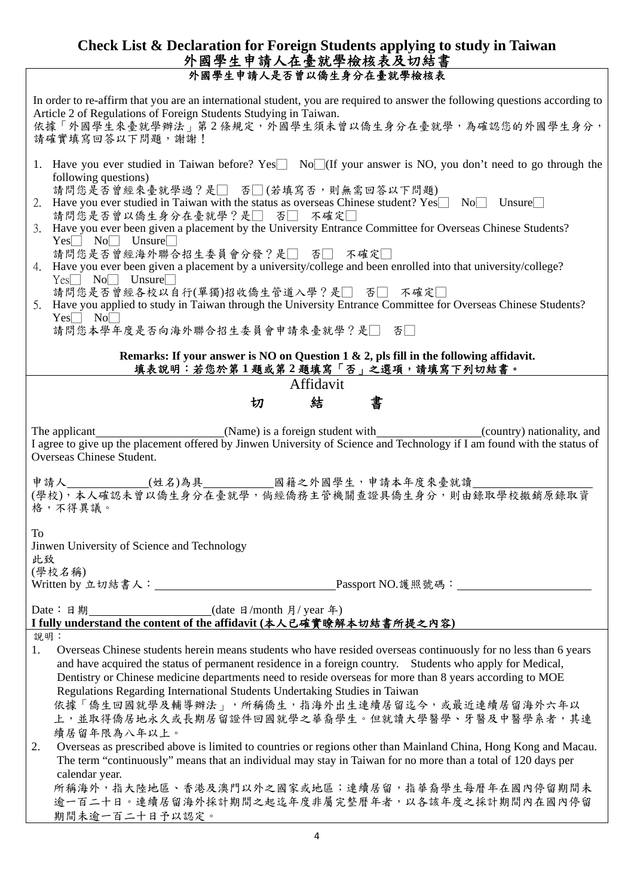# Check List & Declaration for Foreign Students applying to study in Taiwan
# 外國學生申請人在臺就學檢核表及切結書

## 外國學生申請人是否曾以僑生身分在臺就學檢核表

In order to re-affirm that you are an international student, you are required to answer the following questions according to Article 2 of Regulations of Foreign Students Studying in Taiwan.
依據「外國學生來臺就學辦法」第 2 條規定，外國學生須未曾以僑生身分在臺就學，為確認您的外國學生身分，請確實填寫回答以下問題，謝謝！

1. Have you ever studied in Taiwan before? Yes☐ No☐(If your answer is NO, you don't need to go through the following questions)
   請問您是否曾經來臺就學過？是☐ 否☐(若填寫否，則無需回答以下問題)
2. Have you ever studied in Taiwan with the status as overseas Chinese student? Yes☐ No☐ Unsure☐
   請問您是否曾以僑生身分在臺就學？是☐ 否☐ 不確定☐
3. Have you ever been given a placement by the University Entrance Committee for Overseas Chinese Students? Yes☐ No☐ Unsure☐
   請問您是否曾經海外聯合招生委員會分發？是☐ 否☐ 不確定☐
4. Have you ever been given a placement by a university/college and been enrolled into that university/college? Yes☐ No☐ Unsure☐
   請問您是否曾經各校以自行(單獨)招收僑生管道入學？是☐ 否☐ 不確定☐
5. Have you applied to study in Taiwan through the University Entrance Committee for Overseas Chinese Students? Yes☐ No☐
   請問您本學年度是否向海外聯合招生委員會申請來臺就學？是☐ 否☐

**Remarks: If your answer is NO on Question 1 & 2, pls fill in the following affidavit.**
**填表說明：若您於第 1 題或第 2 題填寫「否」之選項，請填寫下列切結書。**

## Affidavit
## 切 結 書

The applicant____________________(Name) is a foreign student with________________(country) nationality, and I agree to give up the placement offered by Jinwen University of Science and Technology if I am found with the status of Overseas Chinese Student.

申請人____________(姓名)為具__________國籍之外國學生，申請本年度來臺就讀________________(學校)，本人確認未曾以僑生身分在臺就學，倘經僑務主管機關查證具僑生身分，則由錄取學校撤銷原錄取資格，不得異議。

To
Jinwen University of Science and Technology
此致
(學校名稱)
Written by 立切結書人：____________________________Passport NO.護照號碼：____________________

Date：日期____________________(date 日/month 月/ year 年)
**I fully understand the content of the affidavit (本人已確實瞭解本切結書所提之內容)**

說明：

1. Overseas Chinese students herein means students who have resided overseas continuously for no less than 6 years and have acquired the status of permanent residence in a foreign country. Students who apply for Medical, Dentistry or Chinese medicine departments need to reside overseas for more than 8 years according to MOE Regulations Regarding International Students Undertaking Studies in Taiwan
   依據「僑生回國就學及輔導辦法」，所稱僑生，指海外出生連續居留迄今，或最近連續居留海外六年以上，並取得僑居地永久或長期居留證件回國就學之華裔學生。但就讀大學醫學、牙醫及中醫學系者，其連續居留年限為八年以上。
2. Overseas as prescribed above is limited to countries or regions other than Mainland China, Hong Kong and Macau. The term "continuously" means that an individual may stay in Taiwan for no more than a total of 120 days per calendar year.
   所稱海外，指大陸地區、香港及澳門以外之國家或地區；連續居留，指華裔學生每曆年在國內停留期間未逾一百二十日。連續居留海外採計期間之起迄年度非屬完整曆年者，以各該年度之採計期間內在國內停留期間未逾一百二十日予以認定。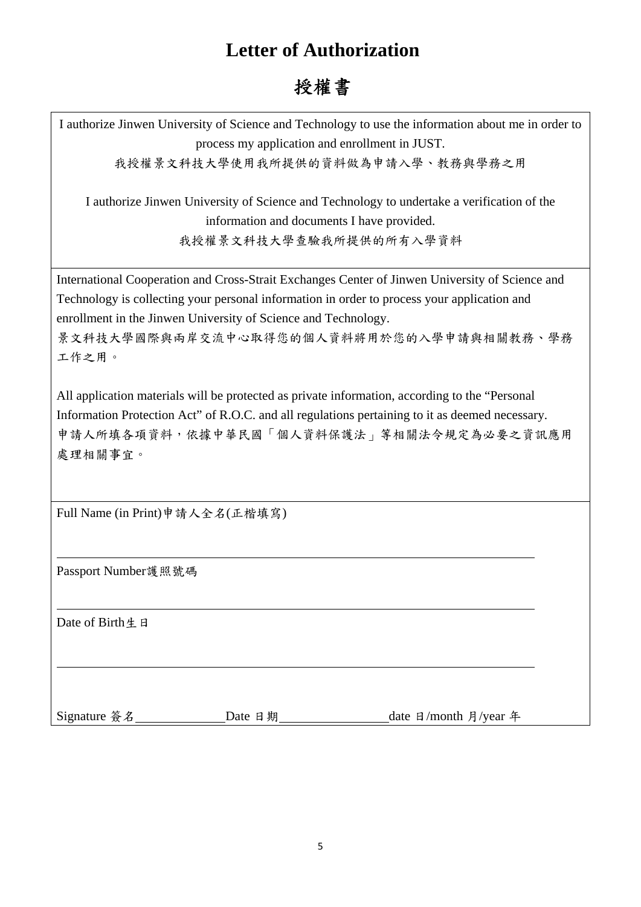# Letter of Authorization

# 授權書

I authorize Jinwen University of Science and Technology to use the information about me in order to process my application and enrollment in JUST.
我授權景文科技大學使用我所提供的資料做為申請入學、教務與學務之用

I authorize Jinwen University of Science and Technology to undertake a verification of the information and documents I have provided.
我授權景文科技大學查驗我所提供的所有入學資料

International Cooperation and Cross-Strait Exchanges Center of Jinwen University of Science and Technology is collecting your personal information in order to process your application and enrollment in the Jinwen University of Science and Technology.
景文科技大學國際與兩岸交流中心取得您的個人資料將用於您的入學申請與相關教務、學務工作之用。

All application materials will be protected as private information, according to the "Personal Information Protection Act" of R.O.C. and all regulations pertaining to it as deemed necessary.
申請人所填各項資料，依據中華民國「個人資料保護法」等相關法令規定為必要之資訊應用處理相關事宜。

Full Name (in Print)申請人全名(正楷填寫)

______________________________________________

Passport Number護照號碼

______________________________________________

Date of Birth生日

______________________________________________

Signature 簽名______________ Date 日期________________ date 日/month 月/year 年